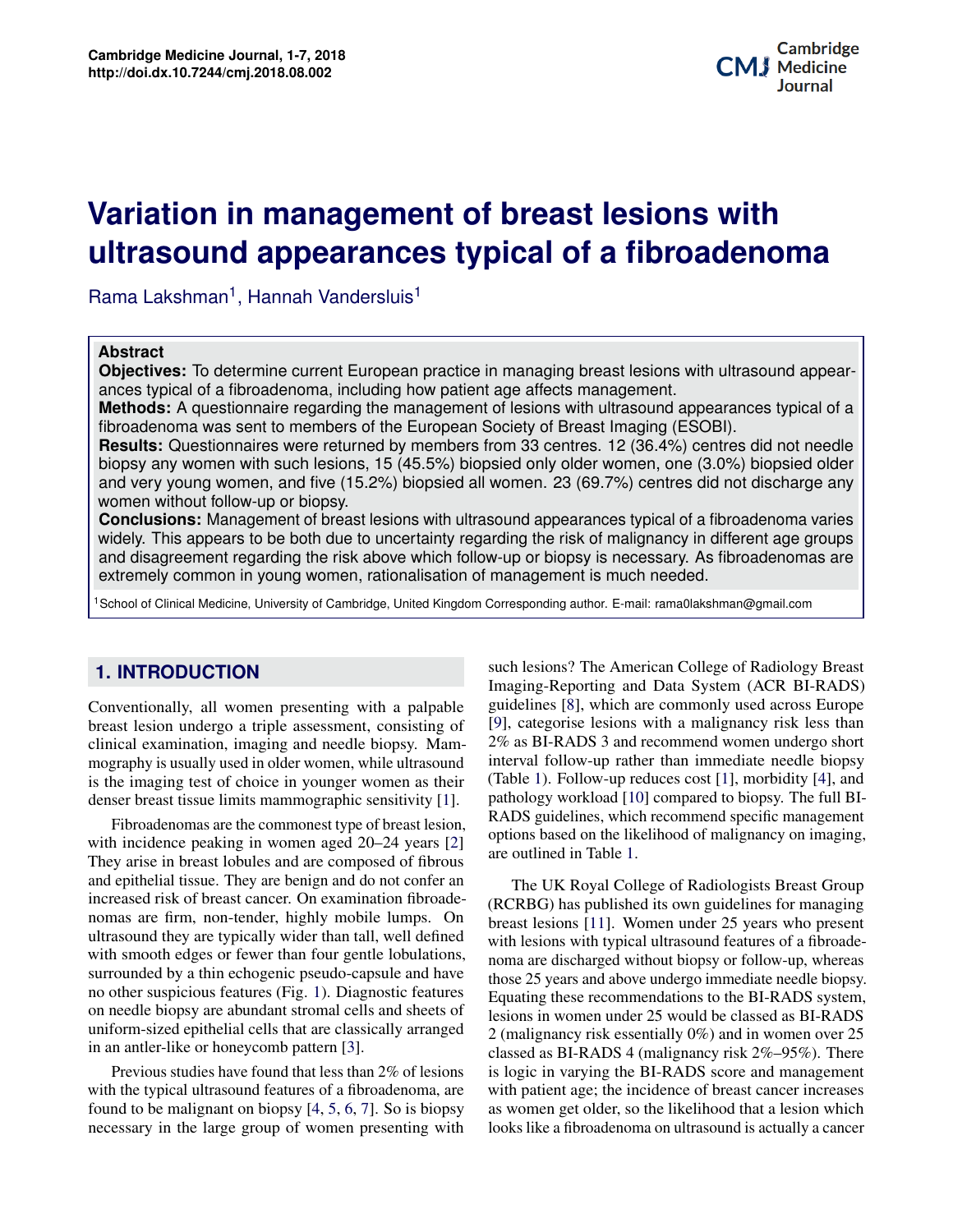# Variation in management of breast lesions with ultrasound appearances typical of a fibroadenoma

Rama Lakshman[1], Hannah Vandersluis[1]

## Abstract

**Objectives:** To determine current European practice in managing breast lesions with ultrasound appearances typical of a fibroadenoma, including how patient age affects management.

**Methods:** A questionnaire regarding the management of lesions with ultrasound appearances typical of a fibroadenoma was sent to members of the European Society of Breast Imaging (ESOBI).

**Results:** Questionnaires were returned by members from 33 centres. 12 (36.4%) centres did not needle biopsy any women with such lesions, 15 (45.5%) biopsied only older women, one (3.0%) biopsied older and very young women, and five (15.2%) biopsied all women. 23 (69.7%) centres did not discharge any women without follow-up or biopsy.

**Conclusions:** Management of breast lesions with ultrasound appearances typical of a fibroadenoma varies widely. This appears to be both due to uncertainty regarding the risk of malignancy in different age groups and disagreement regarding the risk above which follow-up or biopsy is necessary. As fibroadenomas are extremely common in young women, rationalisation of management is much needed.

[1]School of Clinical Medicine, University of Cambridge, United Kingdom Corresponding author. E-mail: rama0lakshman@gmail.com

## 1. INTRODUCTION

Conventionally, all women presenting with a palpable breast lesion undergo a triple assessment, consisting of clinical examination, imaging and needle biopsy. Mammography is usually used in older women, while ultrasound is the imaging test of choice in younger women as their denser breast tissue limits mammographic sensitivity [1].

Fibroadenomas are the commonest type of breast lesion, with incidence peaking in women aged 20–24 years [2] They arise in breast lobules and are composed of fibrous and epithelial tissue. They are benign and do not confer an increased risk of breast cancer. On examination fibroadenomas are firm, non-tender, highly mobile lumps. On ultrasound they are typically wider than tall, well defined with smooth edges or fewer than four gentle lobulations, surrounded by a thin echogenic pseudo-capsule and have no other suspicious features (Fig. 1). Diagnostic features on needle biopsy are abundant stromal cells and sheets of uniform-sized epithelial cells that are classically arranged in an antler-like or honeycomb pattern [3].

Previous studies have found that less than 2% of lesions with the typical ultrasound features of a fibroadenoma, are found to be malignant on biopsy [4, 5, 6, 7]. So is biopsy necessary in the large group of women presenting with such lesions? The American College of Radiology Breast Imaging-Reporting and Data System (ACR BI-RADS) guidelines [8], which are commonly used across Europe [9], categorise lesions with a malignancy risk less than 2% as BI-RADS 3 and recommend women undergo short interval follow-up rather than immediate needle biopsy (Table 1). Follow-up reduces cost [1], morbidity [4], and pathology workload [10] compared to biopsy. The full BI-RADS guidelines, which recommend specific management options based on the likelihood of malignancy on imaging, are outlined in Table 1.

The UK Royal College of Radiologists Breast Group (RCRBG) has published its own guidelines for managing breast lesions [11]. Women under 25 years who present with lesions with typical ultrasound features of a fibroadenoma are discharged without biopsy or follow-up, whereas those 25 years and above undergo immediate needle biopsy. Equating these recommendations to the BI-RADS system, lesions in women under 25 would be classed as BI-RADS 2 (malignancy risk essentially 0%) and in women over 25 classed as BI-RADS 4 (malignancy risk 2%–95%). There is logic in varying the BI-RADS score and management with patient age; the incidence of breast cancer increases as women get older, so the likelihood that a lesion which looks like a fibroadenoma on ultrasound is actually a cancer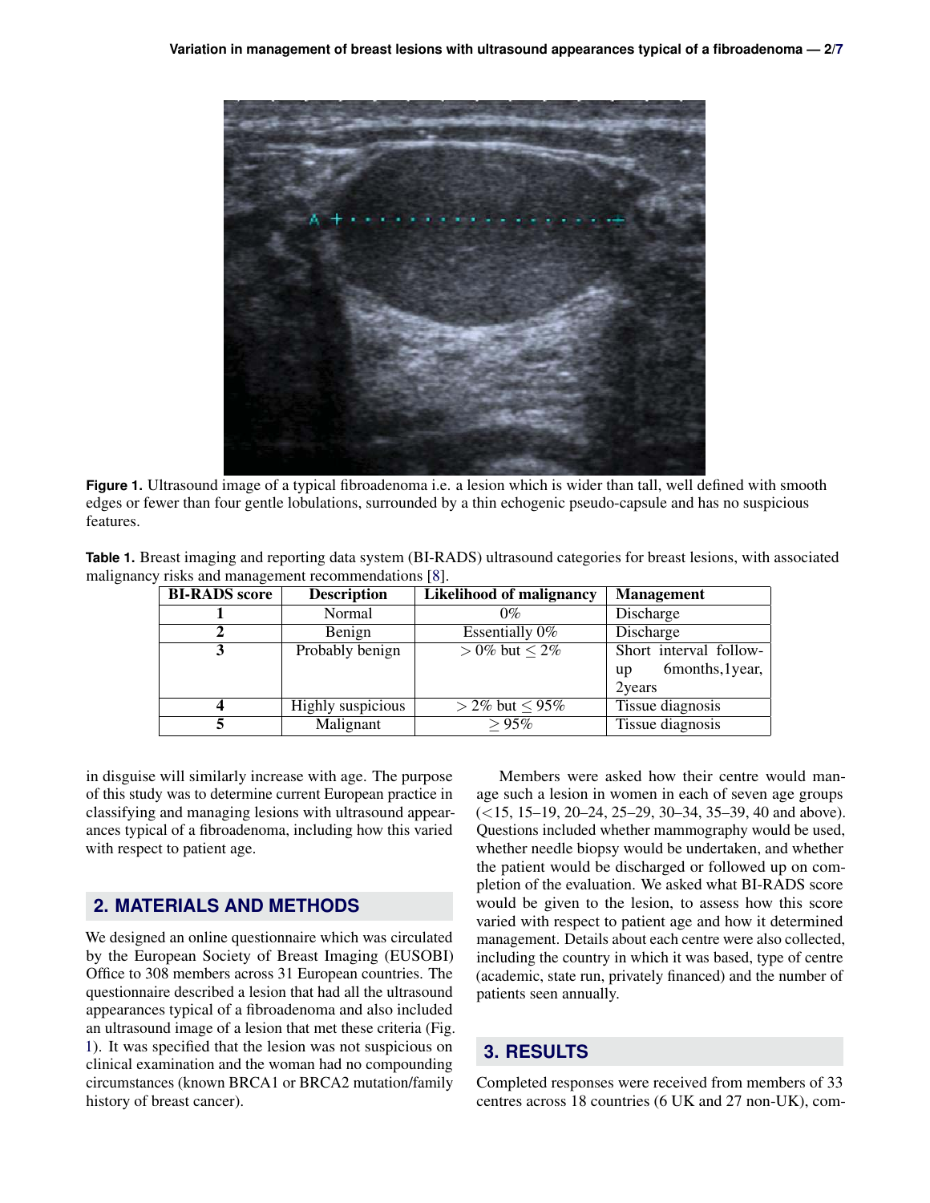Figure 1. Ultrasound image of a typical fibroadenoma i.e. a lesion which is wider than tall, well defined with smooth edges or fewer than four gentle lobulations, surrounded by a thin echogenic pseudo-capsule and has no suspicious features.

**Table 1.** Breast imaging and reporting data system (BI-RADS) ultrasound categories for breast lesions, with associated malignancy risks and management recommendations [8].

| BI-RADS score | Description | Likelihood of malignancy | Management |
|---|---|---|---|
| **1** | Normal | 0% | Discharge |
| **2** | Benign | Essentially 0% | Discharge |
| **3** | Probably benign | $> 0\%$ but $\leq 2\%$ | Short interval follow-up 6months, 1year, 2years |
| **4** | Highly suspicious | $> 2\%$ but $\leq 95\%$ | Tissue diagnosis |
| **5** | Malignant | $\geq 95\%$ | Tissue diagnosis |

in disguise will similarly increase with age. The purpose of this study was to determine current European practice in classifying and managing lesions with ultrasound appearances typical of a fibroadenoma, including how this varied with respect to patient age.

## 2. MATERIALS AND METHODS

We designed an online questionnaire which was circulated by the European Society of Breast Imaging (EUSOBI) Office to 308 members across 31 European countries. The questionnaire described a lesion that had all the ultrasound appearances typical of a fibroadenoma and also included an ultrasound image of a lesion that met these criteria (Fig. 1). It was specified that the lesion was not suspicious on clinical examination and the woman had no compounding circumstances (known BRCA1 or BRCA2 mutation/family history of breast cancer).

Members were asked how their centre would manage such a lesion in women in each of seven age groups (<15, 15–19, 20–24, 25–29, 30–34, 35–39, 40 and above). Questions included whether mammography would be used, whether needle biopsy would be undertaken, and whether the patient would be discharged or followed up on completion of the evaluation. We asked what BI-RADS score would be given to the lesion, to assess how this score varied with respect to patient age and how it determined management. Details about each centre were also collected, including the country in which it was based, type of centre (academic, state run, privately financed) and the number of patients seen annually.

## 3. RESULTS

Completed responses were received from members of 33 centres across 18 countries (6 UK and 27 non-UK), com-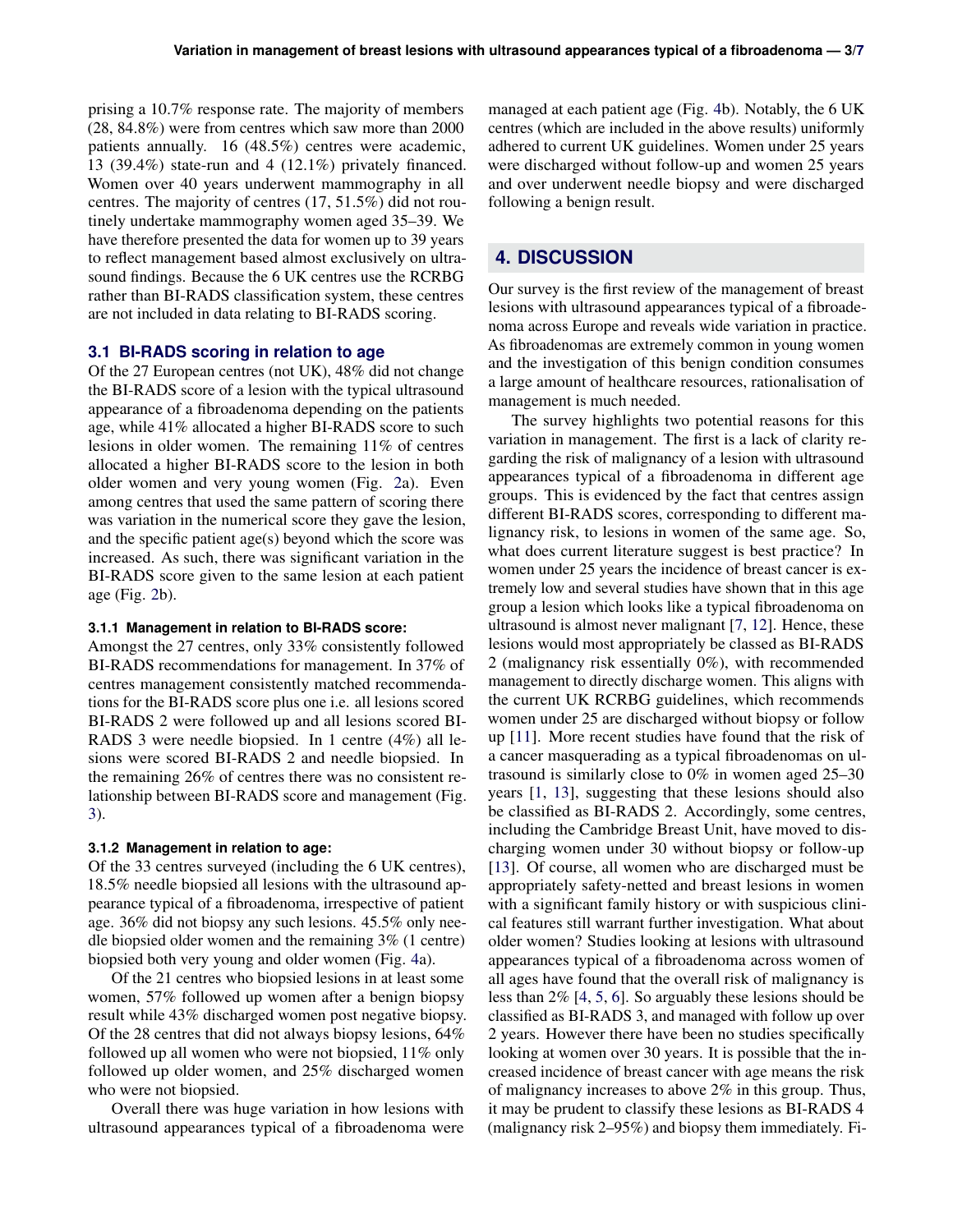prising a 10.7% response rate. The majority of members (28, 84.8%) were from centres which saw more than 2000 patients annually. 16 (48.5%) centres were academic, 13 (39.4%) state-run and 4 (12.1%) privately financed. Women over 40 years underwent mammography in all centres. The majority of centres (17, 51.5%) did not routinely undertake mammography women aged 35–39. We have therefore presented the data for women up to 39 years to reflect management based almost exclusively on ultrasound findings. Because the 6 UK centres use the RCRBG rather than BI-RADS classification system, these centres are not included in data relating to BI-RADS scoring.

### 3.1 BI-RADS scoring in relation to age

Of the 27 European centres (not UK), 48% did not change the BI-RADS score of a lesion with the typical ultrasound appearance of a fibroadenoma depending on the patients age, while 41% allocated a higher BI-RADS score to such lesions in older women. The remaining 11% of centres allocated a higher BI-RADS score to the lesion in both older women and very young women (Fig. 2a). Even among centres that used the same pattern of scoring there was variation in the numerical score they gave the lesion, and the specific patient age(s) beyond which the score was increased. As such, there was significant variation in the BI-RADS score given to the same lesion at each patient age (Fig. 2b).

#### 3.1.1 Management in relation to BI-RADS score:

Amongst the 27 centres, only 33% consistently followed BI-RADS recommendations for management. In 37% of centres management consistently matched recommendations for the BI-RADS score plus one i.e. all lesions scored BI-RADS 2 were followed up and all lesions scored BI-RADS 3 were needle biopsied. In 1 centre (4%) all lesions were scored BI-RADS 2 and needle biopsied. In the remaining 26% of centres there was no consistent relationship between BI-RADS score and management (Fig. 3).

#### 3.1.2 Management in relation to age:

Of the 33 centres surveyed (including the 6 UK centres), 18.5% needle biopsied all lesions with the ultrasound appearance typical of a fibroadenoma, irrespective of patient age. 36% did not biopsy any such lesions. 45.5% only needle biopsied older women and the remaining 3% (1 centre) biopsied both very young and older women (Fig. 4a).

Of the 21 centres who biopsied lesions in at least some women, 57% followed up women after a benign biopsy result while 43% discharged women post negative biopsy. Of the 28 centres that did not always biopsy lesions, 64% followed up all women who were not biopsied, 11% only followed up older women, and 25% discharged women who were not biopsied.

Overall there was huge variation in how lesions with ultrasound appearances typical of a fibroadenoma were managed at each patient age (Fig. 4b). Notably, the 6 UK centres (which are included in the above results) uniformly adhered to current UK guidelines. Women under 25 years were discharged without follow-up and women 25 years and over underwent needle biopsy and were discharged following a benign result.

## 4. DISCUSSION

Our survey is the first review of the management of breast lesions with ultrasound appearances typical of a fibroadenoma across Europe and reveals wide variation in practice. As fibroadenomas are extremely common in young women and the investigation of this benign condition consumes a large amount of healthcare resources, rationalisation of management is much needed.

The survey highlights two potential reasons for this variation in management. The first is a lack of clarity regarding the risk of malignancy of a lesion with ultrasound appearances typical of a fibroadenoma in different age groups. This is evidenced by the fact that centres assign different BI-RADS scores, corresponding to different malignancy risk, to lesions in women of the same age. So, what does current literature suggest is best practice? In women under 25 years the incidence of breast cancer is extremely low and several studies have shown that in this age group a lesion which looks like a typical fibroadenoma on ultrasound is almost never malignant [7, 12]. Hence, these lesions would most appropriately be classed as BI-RADS 2 (malignancy risk essentially 0%), with recommended management to directly discharge women. This aligns with the current UK RCRBG guidelines, which recommends women under 25 are discharged without biopsy or follow up [11]. More recent studies have found that the risk of a cancer masquerading as a typical fibroadenomas on ultrasound is similarly close to 0% in women aged 25–30 years [1, 13], suggesting that these lesions should also be classified as BI-RADS 2. Accordingly, some centres, including the Cambridge Breast Unit, have moved to discharging women under 30 without biopsy or follow-up [13]. Of course, all women who are discharged must be appropriately safety-netted and breast lesions in women with a significant family history or with suspicious clinical features still warrant further investigation. What about older women? Studies looking at lesions with ultrasound appearances typical of a fibroadenoma across women of all ages have found that the overall risk of malignancy is less than 2% [4, 5, 6]. So arguably these lesions should be classified as BI-RADS 3, and managed with follow up over 2 years. However there have been no studies specifically looking at women over 30 years. It is possible that the increased incidence of breast cancer with age means the risk of malignancy increases to above 2% in this group. Thus, it may be prudent to classify these lesions as BI-RADS 4 (malignancy risk 2–95%) and biopsy them immediately. Fi-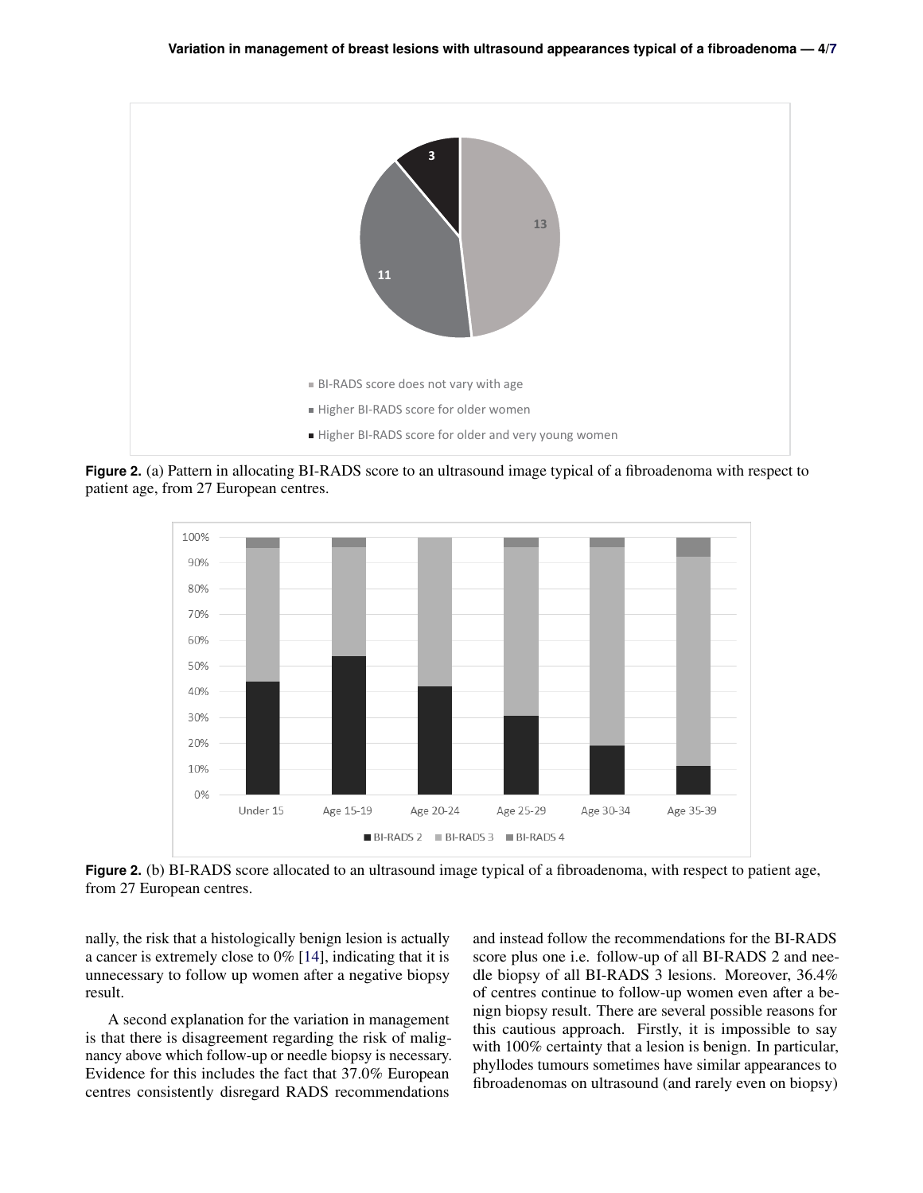**Figure 2.** (a) Pattern in allocating BI-RADS score to an ultrasound image typical of a fibroadenoma with respect to patient age, from 27 European centres.

**Figure 2.** (b) BI-RADS score allocated to an ultrasound image typical of a fibroadenoma, with respect to patient age, from 27 European centres.

nally, the risk that a histologically benign lesion is actually a cancer is extremely close to 0% [14], indicating that it is unnecessary to follow up women after a negative biopsy result.

A second explanation for the variation in management is that there is disagreement regarding the risk of malignancy above which follow-up or needle biopsy is necessary. Evidence for this includes the fact that 37.0% European centres consistently disregard RADS recommendations and instead follow the recommendations for the BI-RADS score plus one i.e. follow-up of all BI-RADS 2 and needle biopsy of all BI-RADS 3 lesions. Moreover, 36.4% of centres continue to follow-up women even after a benign biopsy result. There are several possible reasons for this cautious approach. Firstly, it is impossible to say with 100% certainty that a lesion is benign. In particular, phyllodes tumours sometimes have similar appearances to fibroadenomas on ultrasound (and rarely even on biopsy)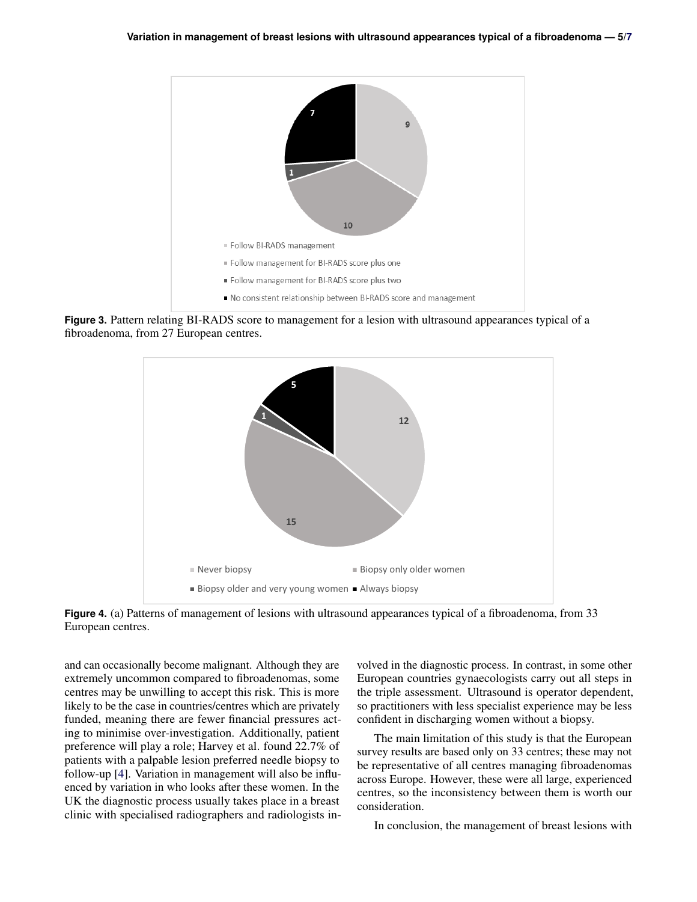**Figure 3.** Pattern relating BI-RADS score to management for a lesion with ultrasound appearances typical of a fibroadenoma, from 27 European centres.

**Figure 4.** (a) Patterns of management of lesions with ultrasound appearances typical of a fibroadenoma, from 33 European centres.

and can occasionally become malignant. Although they are extremely uncommon compared to fibroadenomas, some centres may be unwilling to accept this risk. This is more likely to be the case in countries/centres which are privately funded, meaning there are fewer financial pressures acting to minimise over-investigation. Additionally, patient preference will play a role; Harvey et al. found 22.7% of patients with a palpable lesion preferred needle biopsy to follow-up [4]. Variation in management will also be influenced by variation in who looks after these women. In the UK the diagnostic process usually takes place in a breast clinic with specialised radiographers and radiologists involved in the diagnostic process. In contrast, in some other European countries gynaecologists carry out all steps in the triple assessment. Ultrasound is operator dependent, so practitioners with less specialist experience may be less confident in discharging women without a biopsy.

The main limitation of this study is that the European survey results are based only on 33 centres; these may not be representative of all centres managing fibroadenomas across Europe. However, these were all large, experienced centres, so the inconsistency between them is worth our consideration.

In conclusion, the management of breast lesions with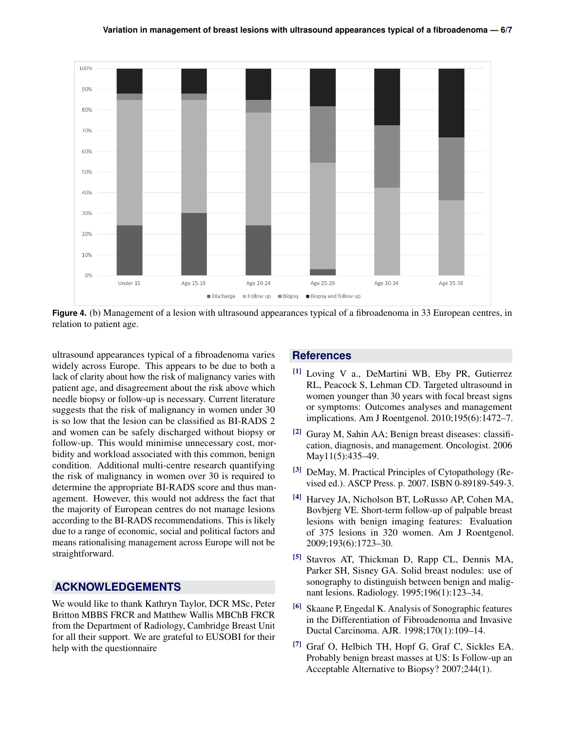**Figure 4.** (b) Management of a lesion with ultrasound appearances typical of a fibroadenoma in 33 European centres, in relation to patient age.

ultrasound appearances typical of a fibroadenoma varies widely across Europe. This appears to be due to both a lack of clarity about how the risk of malignancy varies with patient age, and disagreement about the risk above which needle biopsy or follow-up is necessary. Current literature suggests that the risk of malignancy in women under 30 is so low that the lesion can be classified as BI-RADS 2 and women can be safely discharged without biopsy or follow-up. This would minimise unnecessary cost, morbidity and workload associated with this common, benign condition. Additional multi-centre research quantifying the risk of malignancy in women over 30 is required to determine the appropriate BI-RADS score and thus management. However, this would not address the fact that the majority of European centres do not manage lesions according to the BI-RADS recommendations. This is likely due to a range of economic, social and political factors and means rationalising management across Europe will not be straightforward.

## ACKNOWLEDGEMENTS

We would like to thank Kathryn Taylor, DCR MSc, Peter Britton MBBS FRCR and Matthew Wallis MBChB FRCR from the Department of Radiology, Cambridge Breast Unit for all their support. We are grateful to EUSOBI for their help with the questionnaire

## References

[1] Loving V a., DeMartini WB, Eby PR, Gutierrez RL, Peacock S, Lehman CD. Targeted ultrasound in women younger than 30 years with focal breast signs or symptoms: Outcomes analyses and management implications. Am J Roentgenol. 2010;195(6):1472–7.

[2] Guray M, Sahin AA; Benign breast diseases: classification, diagnosis, and management. Oncologist. 2006 May11(5):435–49.

[3] DeMay, M. Practical Principles of Cytopathology (Revised ed.). ASCP Press. p. 2007. ISBN 0-89189-549-3.

[4] Harvey JA, Nicholson BT, LoRusso AP, Cohen MA, Bovbjerg VE. Short-term follow-up of palpable breast lesions with benign imaging features: Evaluation of 375 lesions in 320 women. Am J Roentgenol. 2009;193(6):1723–30.

[5] Stavros AT, Thickman D, Rapp CL, Dennis MA, Parker SH, Sisney GA. Solid breast nodules: use of sonography to distinguish between benign and malignant lesions. Radiology. 1995;196(1):123–34.

[6] Skaane P, Engedal K. Analysis of Sonographic features in the Differentiation of Fibroadenoma and Invasive Ductal Carcinoma. AJR. 1998;170(1):109–14.

[7] Graf O, Helbich TH, Hopf G, Graf C, Sickles EA. Probably benign breast masses at US: Is Follow-up an Acceptable Alternative to Biopsy? 2007;244(1).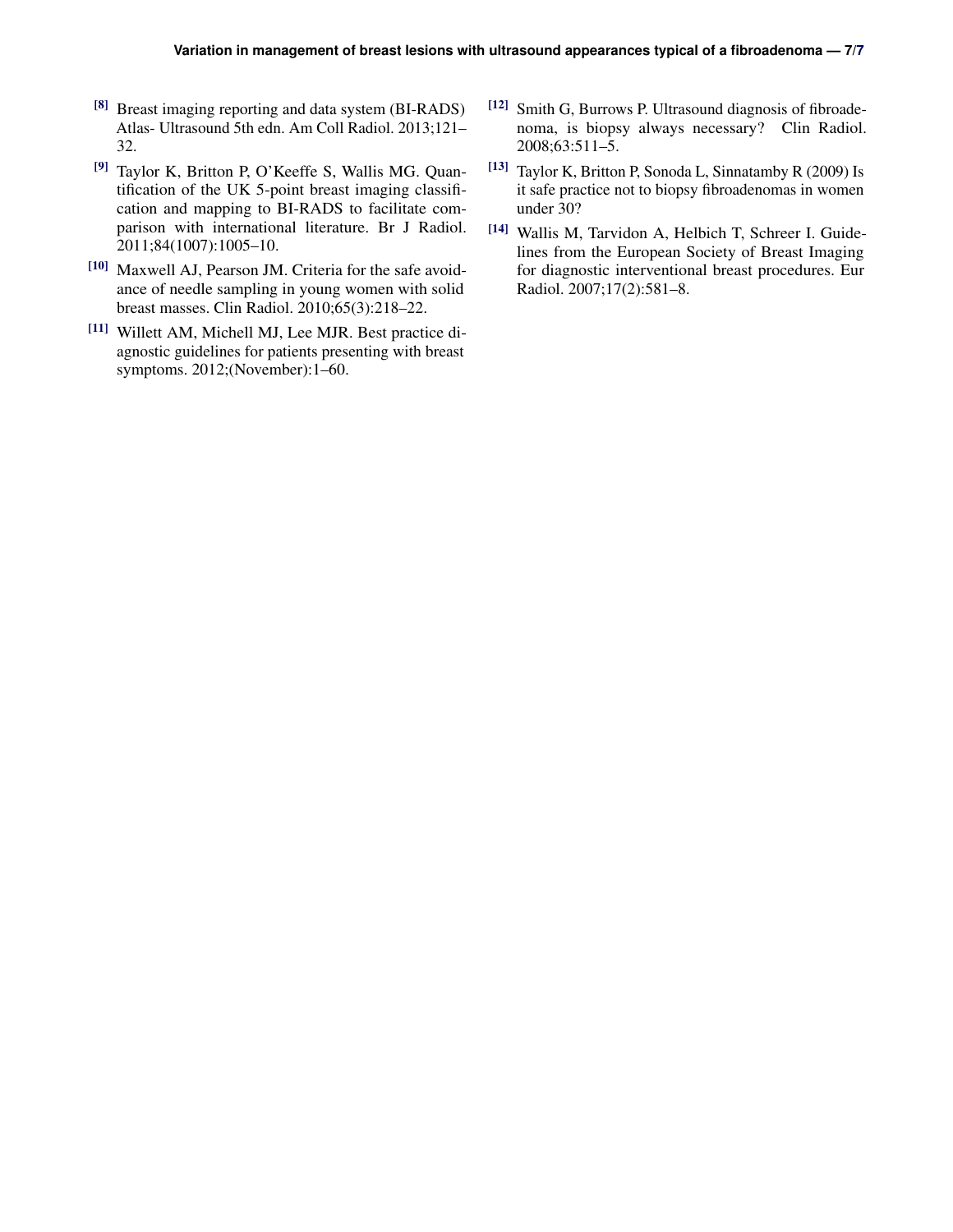[8] Breast imaging reporting and data system (BI-RADS) Atlas- Ultrasound 5th edn. Am Coll Radiol. 2013;121–32.

[9] Taylor K, Britton P, O'Keeffe S, Wallis MG. Quantification of the UK 5-point breast imaging classification and mapping to BI-RADS to facilitate comparison with international literature. Br J Radiol. 2011;84(1007):1005–10.

[10] Maxwell AJ, Pearson JM. Criteria for the safe avoidance of needle sampling in young women with solid breast masses. Clin Radiol. 2010;65(3):218–22.

[11] Willett AM, Michell MJ, Lee MJR. Best practice diagnostic guidelines for patients presenting with breast symptoms. 2012;(November):1–60.

[12] Smith G, Burrows P. Ultrasound diagnosis of fibroadenoma, is biopsy always necessary? Clin Radiol. 2008;63:511–5.

[13] Taylor K, Britton P, Sonoda L, Sinnatamby R (2009) Is it safe practice not to biopsy fibroadenomas in women under 30?

[14] Wallis M, Tarvidon A, Helbich T, Schreer I. Guidelines from the European Society of Breast Imaging for diagnostic interventional breast procedures. Eur Radiol. 2007;17(2):581–8.